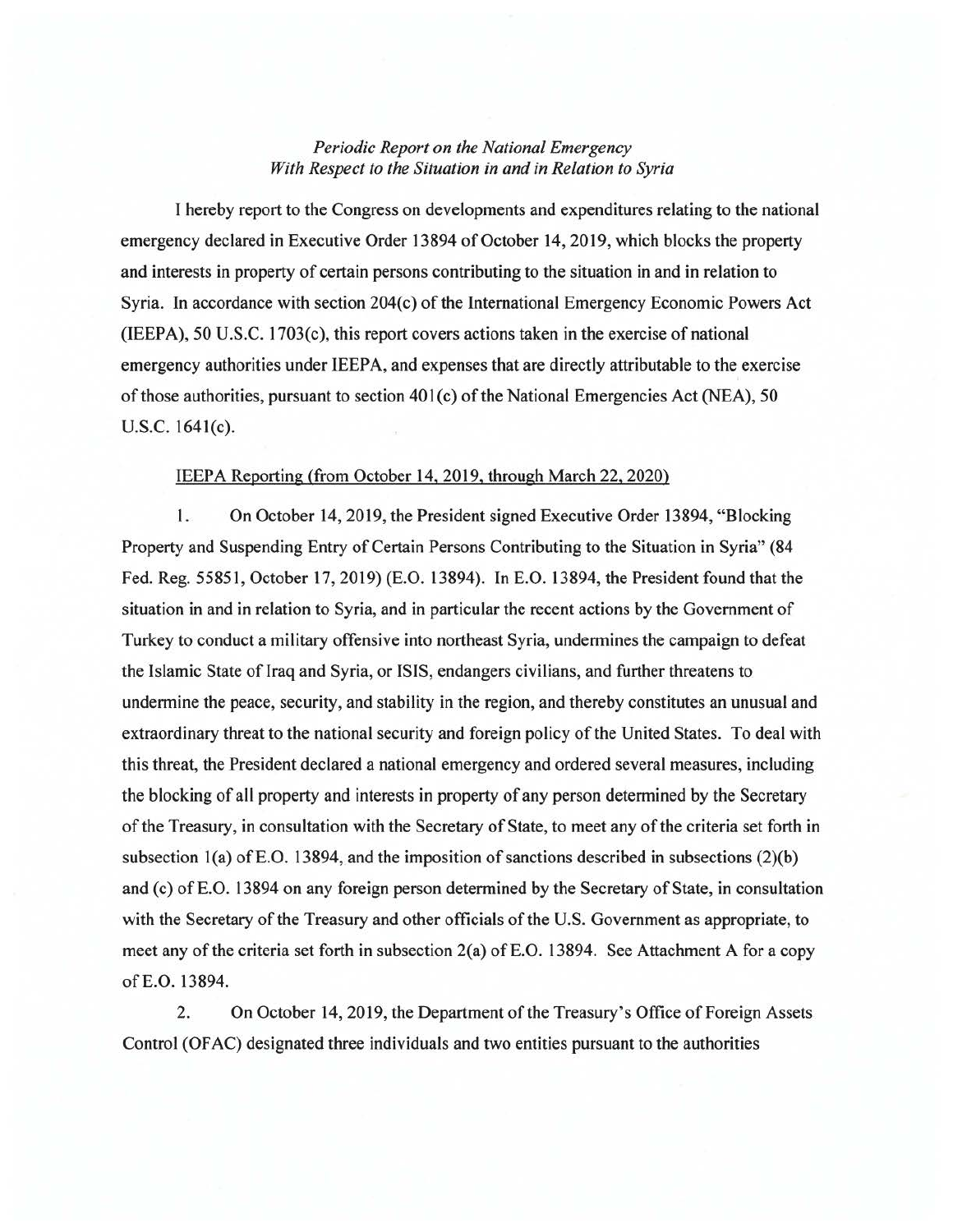*Periodic Report on the National Emergency With Respect to the Situation in and in Relation to Syria*

I hereby report to the Congress on developments and expenditures relating to the national emergency declared in Executive Order 13894 of October 14, 2019, which blocks the property and interests in property of certain persons contributing to the situation in and in relation to Syria. In accordance with section 204(c) of the International Emergency Economic Powers Act (IEEPA), 50 U.S.C. 1703(c), this report covers actions taken in the exercise of national emergency authorities under IEEPA, and expenses that are directly attributable to the exercise of those authorities, pursuant to section 401(c) of the National Emergencies Act (NEA), 50 U.S.C. 1641(c).

<u>IEEPA Reporting (from October 14, 2019, through March 22, 2020)</u>

1. On October 14, 2019, the President signed Executive Order 13894, "Blocking Property and Suspending Entry of Certain Persons Contributing to the Situation in Syria" (84 Fed. Reg. 55851, October 17, 2019) (E.O. 13894). In E.O. 13894, the President found that the situation in and in relation to Syria, and in particular the recent actions by the Government of Turkey to conduct a military offensive into northeast Syria, undermines the campaign to defeat the Islamic State of Iraq and Syria, or ISIS, endangers civilians, and further threatens to undermine the peace, security, and stability in the region, and thereby constitutes an unusual and extraordinary threat to the national security and foreign policy of the United States. To deal with this threat, the President declared a national emergency and ordered several measures, including the blocking of all property and interests in property of any person determined by the Secretary of the Treasury, in consultation with the Secretary of State, to meet any of the criteria set forth in subsection 1(a) of E.O. 13894, and the imposition of sanctions described in subsections (2)(b) and (c) of E.O. 13894 on any foreign person determined by the Secretary of State, in consultation with the Secretary of the Treasury and other officials of the U.S. Government as appropriate, to meet any of the criteria set forth in subsection 2(a) of E.O. 13894. See Attachment A for a copy of E.O. 13894.

2. On October 14, 2019, the Department of the Treasury's Office of Foreign Assets Control (OFAC) designated three individuals and two entities pursuant to the authorities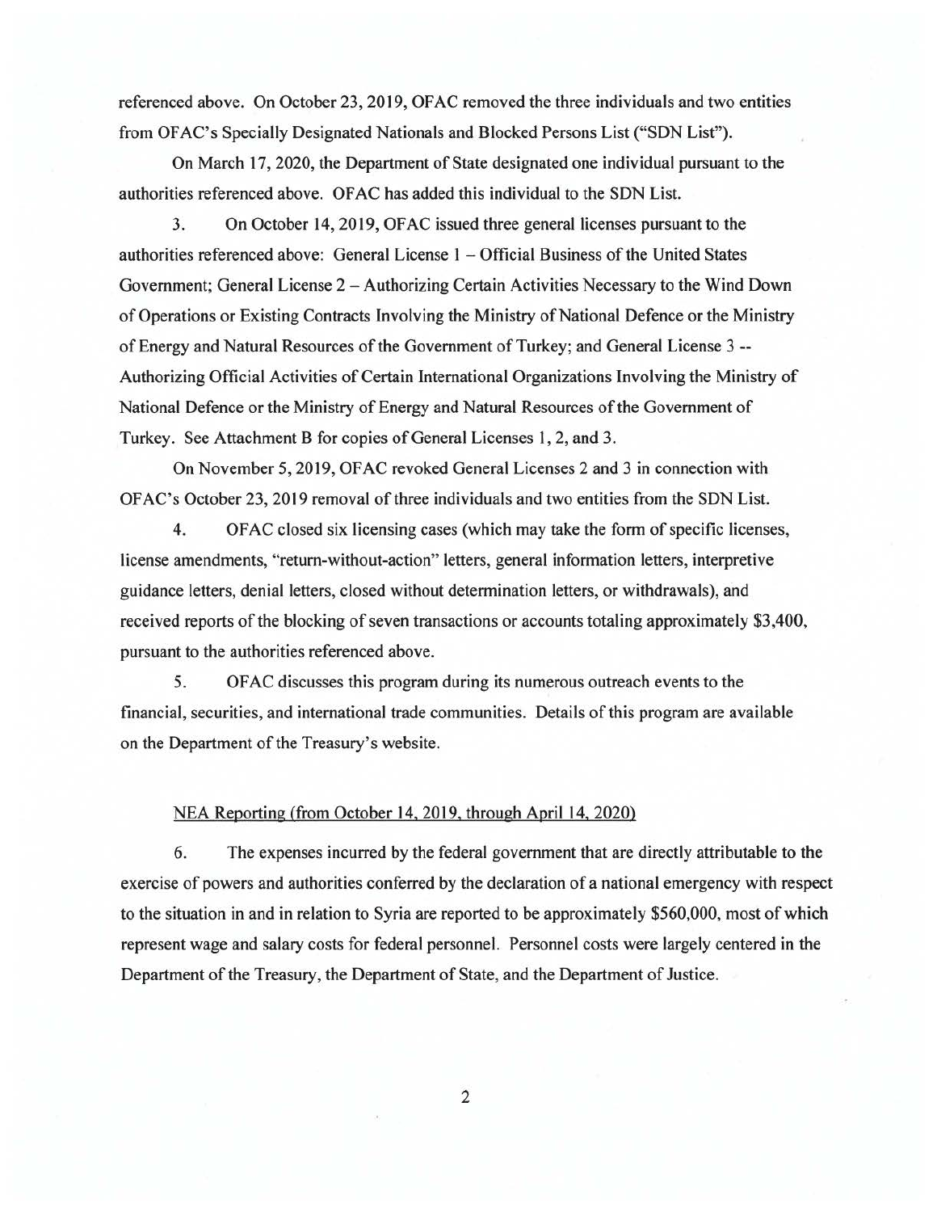referenced above. On October 23, 2019, OFAC removed the three individuals and two entities from OFAC's Specially Designated Nationals and Blocked Persons List ("SDN List").

On March 17, 2020, the Department of State designated one individual pursuant to the authorities referenced above. OFAC has added this individual to the SDN List.

3. On October 14, 2019, OFAC issued three general licenses pursuant to the authorities referenced above: General License 1 – Official Business of the United States Government; General License 2 – Authorizing Certain Activities Necessary to the Wind Down of Operations or Existing Contracts Involving the Ministry of National Defence or the Ministry of Energy and Natural Resources of the Government of Turkey; and General License 3 -- Authorizing Official Activities of Certain International Organizations Involving the Ministry of National Defence or the Ministry of Energy and Natural Resources of the Government of Turkey. See Attachment B for copies of General Licenses 1, 2, and 3.

On November 5, 2019, OFAC revoked General Licenses 2 and 3 in connection with OFAC's October 23, 2019 removal of three individuals and two entities from the SDN List.

4. OFAC closed six licensing cases (which may take the form of specific licenses, license amendments, "return-without-action" letters, general information letters, interpretive guidance letters, denial letters, closed without determination letters, or withdrawals), and received reports of the blocking of seven transactions or accounts totaling approximately $3,400, pursuant to the authorities referenced above.

5. OFAC discusses this program during its numerous outreach events to the financial, securities, and international trade communities. Details of this program are available on the Department of the Treasury's website.

NEA Reporting (from October 14, 2019, through April 14, 2020)

6. The expenses incurred by the federal government that are directly attributable to the exercise of powers and authorities conferred by the declaration of a national emergency with respect to the situation in and in relation to Syria are reported to be approximately $560,000, most of which represent wage and salary costs for federal personnel. Personnel costs were largely centered in the Department of the Treasury, the Department of State, and the Department of Justice.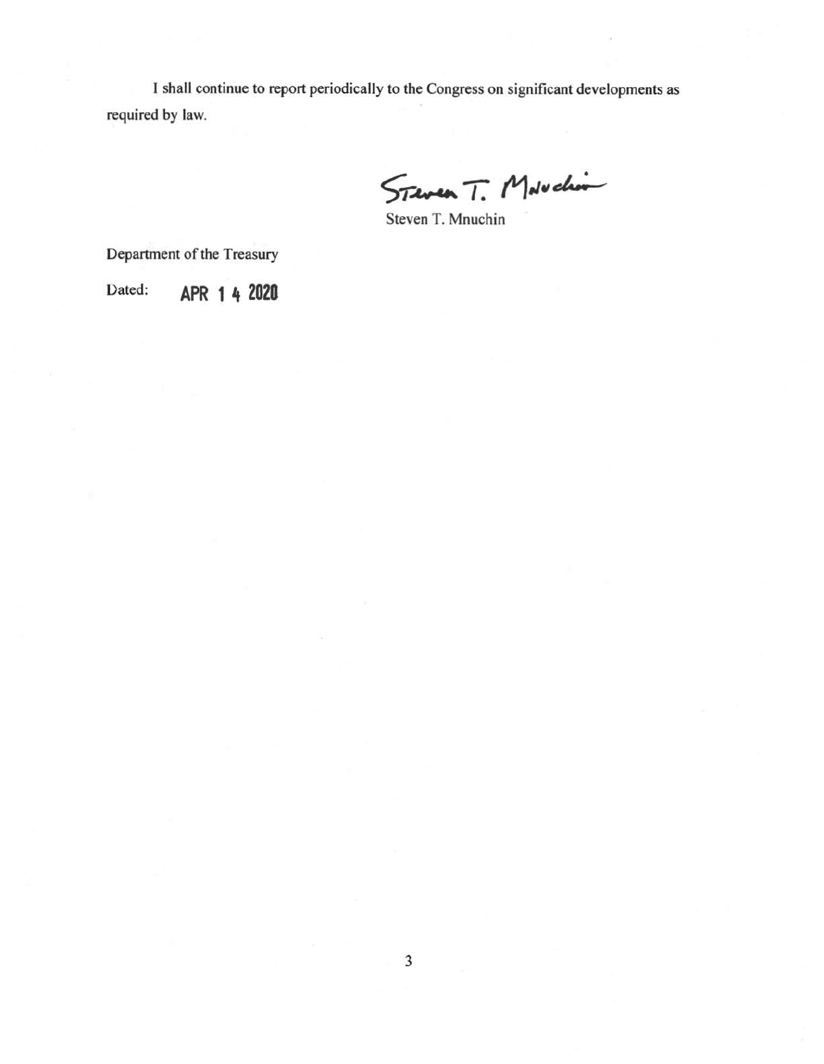I shall continue to report periodically to the Congress on significant developments as required by law.

Steven T. Mnuchin

Department of the Treasury

Dated: APR 1 4 2020